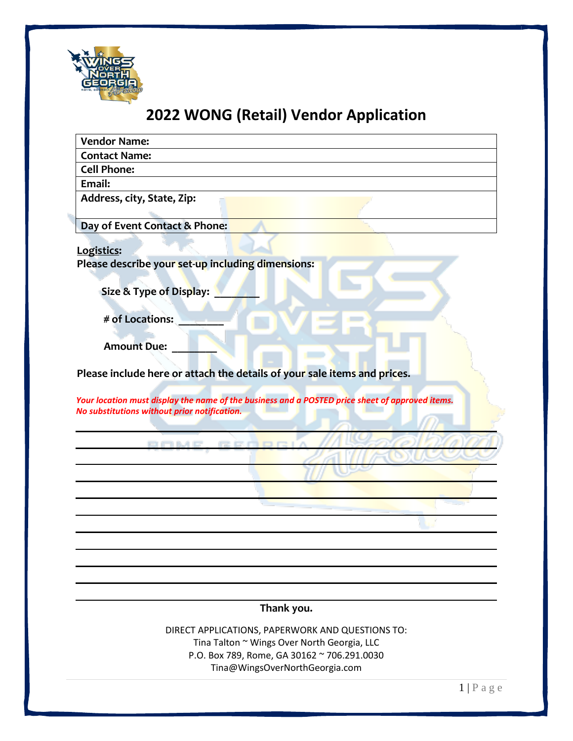# 2022 WONG (Retail) Vendor Application

| **Vendor Name:** |
|---|
| **Contact Name:** |
| **Cell Phone:** |
| **Email:** |
| **Address, city, State, Zip:** |
| **Day of Event Contact & Phone:** |

**Logistics:**

**Please describe your set-up including dimensions:**

**Size & Type of Display:** _______

**# of Locations:** _______

**Amount Due:** _______

**Please include here or attach the details of your sale items and prices.**

***Your location must display the name of the business and a POSTED price sheet of approved items. No substitutions without prior notification.***

___________________________________________

___________________________________________

___________________________________________

___________________________________________

___________________________________________

___________________________________________

___________________________________________

___________________________________________

___________________________________________

___________________________________________

___________________________________________

**Thank you.**

DIRECT APPLICATIONS, PAPERWORK AND QUESTIONS TO:
Tina Talton ~ Wings Over North Georgia, LLC
P.O. Box 789, Rome, GA 30162 ~ 706.291.0030
Tina@WingsOverNorthGeorgia.com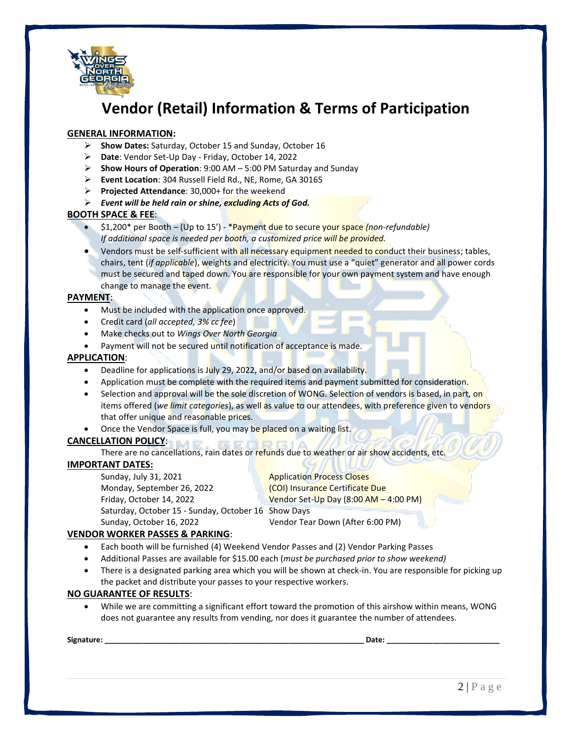# Vendor (Retail) Information & Terms of Participation

**GENERAL INFORMATION:**

- **Show Dates:** Saturday, October 15 and Sunday, October 16
- **Date**: Vendor Set-Up Day - Friday, October 14, 2022
- **Show Hours of Operation**: 9:00 AM – 5:00 PM Saturday and Sunday
- **Event Location**: 304 Russell Field Rd., NE, Rome, GA 30165
- **Projected Attendance**: 30,000+ for the weekend
- ***Event will be held rain or shine, excluding Acts of God.***

**BOOTH SPACE & FEE**:

- $1,200* per Booth – (Up to 15') - *Payment due to secure your space *(non-refundable)*
  *If additional space is needed per booth, a customized price will be provided.*
- Vendors must be self-sufficient with all necessary equipment needed to conduct their business; tables, chairs, tent (*if applicable*), weights and electricity. You must use a "quiet" generator and all power cords must be secured and taped down. You are responsible for your own payment system and have enough change to manage the event.

**PAYMENT**:

- Must be included with the application once approved.
- Credit card (*all accepted, 3% cc fee*)
- Make checks out to *Wings Over North Georgia*
- Payment will not be secured until notification of acceptance is made.

**APPLICATION**:

- Deadline for applications is July 29, 2022, and/or based on availability.
- Application must be complete with the required items and payment submitted for consideration.
- Selection and approval will be the sole discretion of WONG. Selection of vendors is based, in part, on items offered (*we limit categories*), as well as value to our attendees, with preference given to vendors that offer unique and reasonable prices.
- Once the Vendor Space is full, you may be placed on a waiting list.

**CANCELLATION POLICY**:

There are no cancellations, rain dates or refunds due to weather or air show accidents, etc.

**IMPORTANT DATES:**

| | |
|---|---|
| Sunday, July 31, 2021 | Application Process Closes |
| Monday, September 26, 2022 | (COI) Insurance Certificate Due |
| Friday, October 14, 2022 | Vendor Set-Up Day (8:00 AM – 4:00 PM) |
| Saturday, October 15 - Sunday, October 16 | Show Days |
| Sunday, October 16, 2022 | Vendor Tear Down (After 6:00 PM) |

**VENDOR WORKER PASSES & PARKING**:

- Each booth will be furnished (4) Weekend Vendor Passes and (2) Vendor Parking Passes
- Additional Passes are available for $15.00 each (*must be purchased prior to show weekend)*
- There is a designated parking area which you will be shown at check-in. You are responsible for picking up the packet and distribute your passes to your respective workers.

**NO GUARANTEE OF RESULTS**:

- While we are committing a significant effort toward the promotion of this airshow within means, WONG does not guarantee any results from vending, nor does it guarantee the number of attendees.

**Signature: ____________________________________________________________ Date: __________________________**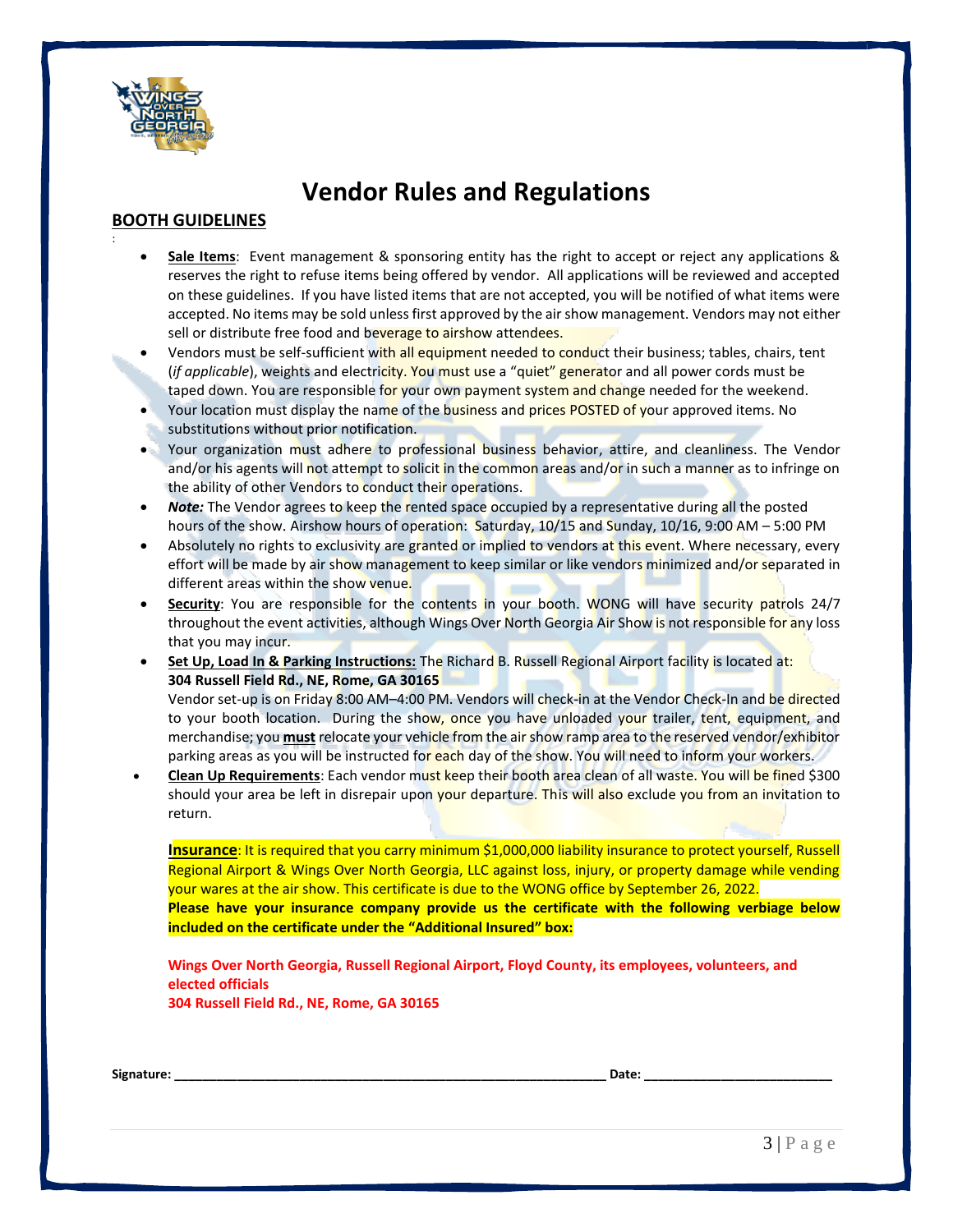# Vendor Rules and Regulations

## BOOTH GUIDELINES

- **Sale Items**: Event management & sponsoring entity has the right to accept or reject any applications & reserves the right to refuse items being offered by vendor. All applications will be reviewed and accepted on these guidelines. If you have listed items that are not accepted, you will be notified of what items were accepted. No items may be sold unless first approved by the air show management. Vendors may not either sell or distribute free food and beverage to airshow attendees.
- Vendors must be self-sufficient with all equipment needed to conduct their business; tables, chairs, tent (*if applicable*), weights and electricity. You must use a "quiet" generator and all power cords must be taped down. You are responsible for your own payment system and change needed for the weekend.
- Your location must display the name of the business and prices POSTED of your approved items. No substitutions without prior notification.
- Your organization must adhere to professional business behavior, attire, and cleanliness. The Vendor and/or his agents will not attempt to solicit in the common areas and/or in such a manner as to infringe on the ability of other Vendors to conduct their operations.
- ***Note:*** The Vendor agrees to keep the rented space occupied by a representative during all the posted hours of the show. Airshow hours of operation: Saturday, 10/15 and Sunday, 10/16, 9:00 AM – 5:00 PM
- Absolutely no rights to exclusivity are granted or implied to vendors at this event. Where necessary, every effort will be made by air show management to keep similar or like vendors minimized and/or separated in different areas within the show venue.
- **Security**: You are responsible for the contents in your booth. WONG will have security patrols 24/7 throughout the event activities, although Wings Over North Georgia Air Show is not responsible for any loss that you may incur.
- **Set Up, Load In & Parking Instructions:** The Richard B. Russell Regional Airport facility is located at: **304 Russell Field Rd., NE, Rome, GA 30165**
  Vendor set-up is on Friday 8:00 AM–4:00 PM. Vendors will check-in at the Vendor Check-In and be directed to your booth location. During the show, once you have unloaded your trailer, tent, equipment, and merchandise; you **must** relocate your vehicle from the air show ramp area to the reserved vendor/exhibitor parking areas as you will be instructed for each day of the show. You will need to inform your workers.
- **Clean Up Requirements**: Each vendor must keep their booth area clean of all waste. You will be fined $300 should your area be left in disrepair upon your departure. This will also exclude you from an invitation to return.

**Insurance**: It is required that you carry minimum $1,000,000 liability insurance to protect yourself, Russell Regional Airport & Wings Over North Georgia, LLC against loss, injury, or property damage while vending your wares at the air show. This certificate is due to the WONG office by September 26, 2022.
**Please have your insurance company provide us the certificate with the following verbiage below included on the certificate under the "Additional Insured" box:**

**Wings Over North Georgia, Russell Regional Airport, Floyd County, its employees, volunteers, and elected officials**
**304 Russell Field Rd., NE, Rome, GA 30165**

**Signature:** ______________________________ **Date:** ____________________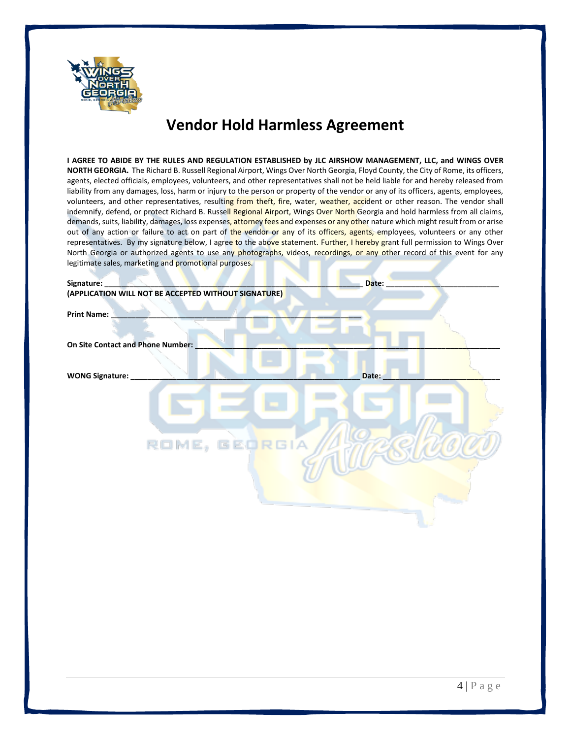# Vendor Hold Harmless Agreement

**I AGREE TO ABIDE BY THE RULES AND REGULATION ESTABLISHED by JLC AIRSHOW MANAGEMENT, LLC, and WINGS OVER NORTH GEORGIA.** The Richard B. Russell Regional Airport, Wings Over North Georgia, Floyd County, the City of Rome, its officers, agents, elected officials, employees, volunteers, and other representatives shall not be held liable for and hereby released from liability from any damages, loss, harm or injury to the person or property of the vendor or any of its officers, agents, employees, volunteers, and other representatives, resulting from theft, fire, water, weather, accident or other reason. The vendor shall indemnify, defend, or protect Richard B. Russell Regional Airport, Wings Over North Georgia and hold harmless from all claims, demands, suits, liability, damages, loss expenses, attorney fees and expenses or any other nature which might result from or arise out of any action or failure to act on part of the vendor or any of its officers, agents, employees, volunteers or any other representatives. By my signature below, I agree to the above statement. Further, I hereby grant full permission to Wings Over North Georgia or authorized agents to use any photographs, videos, recordings, or any other record of this event for any legitimate sales, marketing and promotional purposes.

**Signature:** ______________________________________________ **Date:** ______________________
**(APPLICATION WILL NOT BE ACCEPTED WITHOUT SIGNATURE)**

**Print Name:** ______________________________________________

**On Site Contact and Phone Number:** ______________________________________________

**WONG Signature:** ______________________________________________ **Date:** ______________________